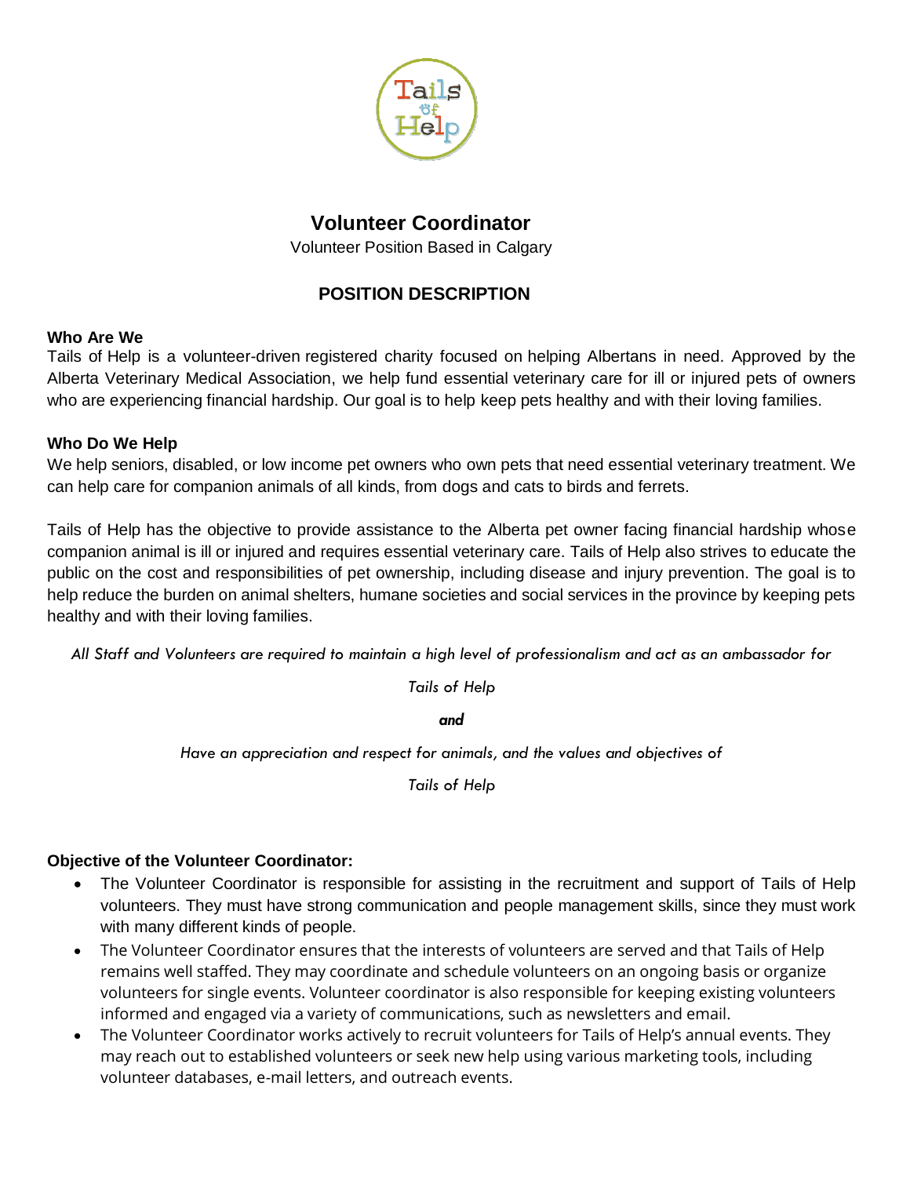# Volunteer Coordinator

Volunteer Position Based in Calgary

## POSITION DESCRIPTION

**Who Are We**

Tails of Help is a volunteer-driven registered charity focused on helping Albertans in need. Approved by the Alberta Veterinary Medical Association, we help fund essential veterinary care for ill or injured pets of owners who are experiencing financial hardship. Our goal is to help keep pets healthy and with their loving families.

**Who Do We Help**

We help seniors, disabled, or low income pet owners who own pets that need essential veterinary treatment. We can help care for companion animals of all kinds, from dogs and cats to birds and ferrets.

Tails of Help has the objective to provide assistance to the Alberta pet owner facing financial hardship whose companion animal is ill or injured and requires essential veterinary care. Tails of Help also strives to educate the public on the cost and responsibilities of pet ownership, including disease and injury prevention. The goal is to help reduce the burden on animal shelters, humane societies and social services in the province by keeping pets healthy and with their loving families.

*All Staff and Volunteers are required to maintain a high level of professionalism and act as an ambassador for*

*Tails of Help*

***and***

*Have an appreciation and respect for animals, and the values and objectives of*

*Tails of Help*

**Objective of the Volunteer Coordinator:**

- The Volunteer Coordinator is responsible for assisting in the recruitment and support of Tails of Help volunteers. They must have strong communication and people management skills, since they must work with many different kinds of people.
- The Volunteer Coordinator ensures that the interests of volunteers are served and that Tails of Help remains well staffed. They may coordinate and schedule volunteers on an ongoing basis or organize volunteers for single events. Volunteer coordinator is also responsible for keeping existing volunteers informed and engaged via a variety of communications, such as newsletters and email.
- The Volunteer Coordinator works actively to recruit volunteers for Tails of Help's annual events. They may reach out to established volunteers or seek new help using various marketing tools, including volunteer databases, e-mail letters, and outreach events.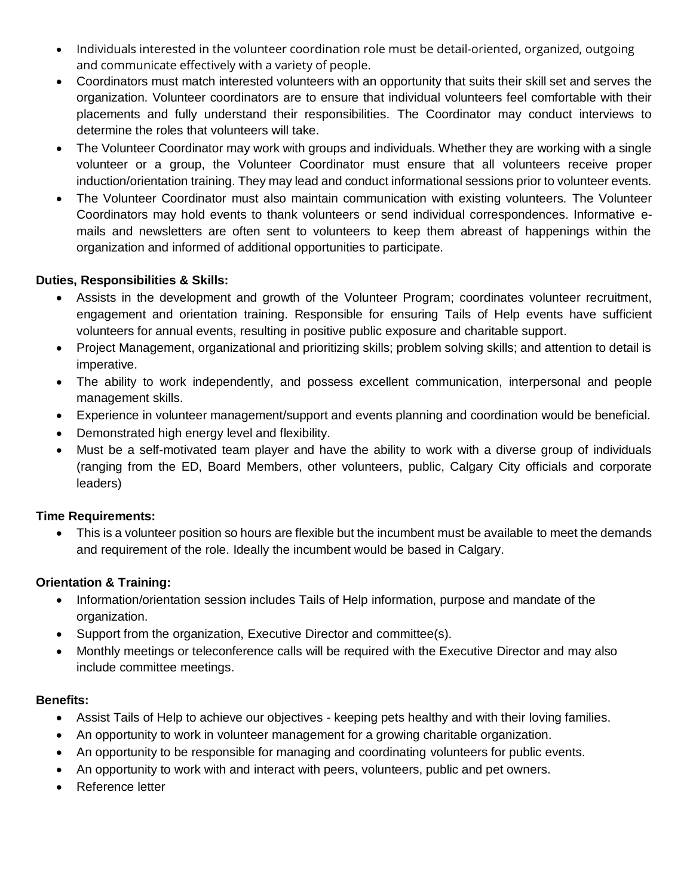- Individuals interested in the volunteer coordination role must be detail-oriented, organized, outgoing and communicate effectively with a variety of people.
- Coordinators must match interested volunteers with an opportunity that suits their skill set and serves the organization. Volunteer coordinators are to ensure that individual volunteers feel comfortable with their placements and fully understand their responsibilities. The Coordinator may conduct interviews to determine the roles that volunteers will take.
- The Volunteer Coordinator may work with groups and individuals. Whether they are working with a single volunteer or a group, the Volunteer Coordinator must ensure that all volunteers receive proper induction/orientation training. They may lead and conduct informational sessions prior to volunteer events.
- The Volunteer Coordinator must also maintain communication with existing volunteers. The Volunteer Coordinators may hold events to thank volunteers or send individual correspondences. Informative e-mails and newsletters are often sent to volunteers to keep them abreast of happenings within the organization and informed of additional opportunities to participate.

**Duties, Responsibilities & Skills:**

- Assists in the development and growth of the Volunteer Program; coordinates volunteer recruitment, engagement and orientation training. Responsible for ensuring Tails of Help events have sufficient volunteers for annual events, resulting in positive public exposure and charitable support.
- Project Management, organizational and prioritizing skills; problem solving skills; and attention to detail is imperative.
- The ability to work independently, and possess excellent communication, interpersonal and people management skills.
- Experience in volunteer management/support and events planning and coordination would be beneficial.
- Demonstrated high energy level and flexibility.
- Must be a self-motivated team player and have the ability to work with a diverse group of individuals (ranging from the ED, Board Members, other volunteers, public, Calgary City officials and corporate leaders)

**Time Requirements:**

- This is a volunteer position so hours are flexible but the incumbent must be available to meet the demands and requirement of the role. Ideally the incumbent would be based in Calgary.

**Orientation & Training:**

- Information/orientation session includes Tails of Help information, purpose and mandate of the organization.
- Support from the organization, Executive Director and committee(s).
- Monthly meetings or teleconference calls will be required with the Executive Director and may also include committee meetings.

**Benefits:**

- Assist Tails of Help to achieve our objectives - keeping pets healthy and with their loving families.
- An opportunity to work in volunteer management for a growing charitable organization.
- An opportunity to be responsible for managing and coordinating volunteers for public events.
- An opportunity to work with and interact with peers, volunteers, public and pet owners.
- Reference letter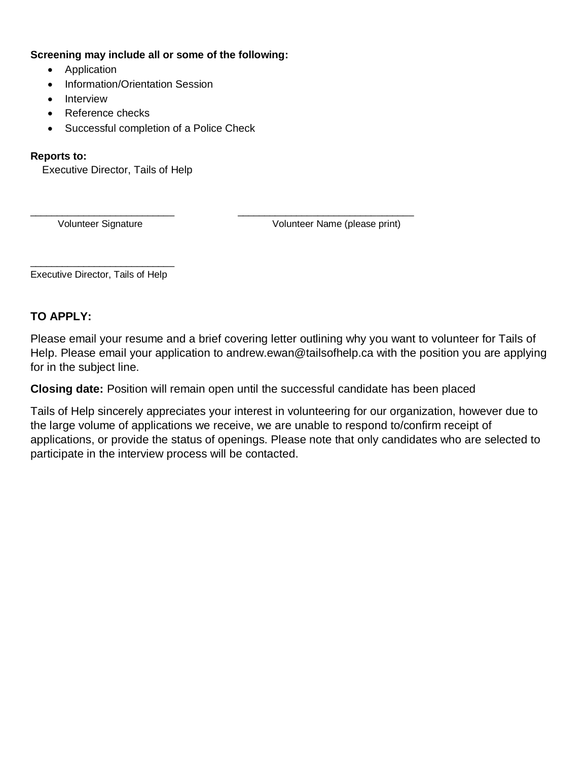**Screening may include all or some of the following:**

- Application
- Information/Orientation Session
- Interview
- Reference checks
- Successful completion of a Police Check

**Reports to:**

Executive Director, Tails of Help

\_\_\_\_\_\_\_\_\_\_\_\_\_\_\_\_\_\_\_\_\_\_\_\_\_\_ \_\_\_\_\_\_\_\_\_\_\_\_\_\_\_\_\_\_\_\_\_\_\_\_\_\_\_\_\_\_\_\_

Volunteer Signature Volunteer Name (please print)

\_\_\_\_\_\_\_\_\_\_\_\_\_\_\_\_\_\_\_\_\_\_\_\_\_\_

Executive Director, Tails of Help

**TO APPLY:**

Please email your resume and a brief covering letter outlining why you want to volunteer for Tails of Help. Please email your application to andrew.ewan@tailsofhelp.ca with the position you are applying for in the subject line.

**Closing date:** Position will remain open until the successful candidate has been placed

Tails of Help sincerely appreciates your interest in volunteering for our organization, however due to the large volume of applications we receive, we are unable to respond to/confirm receipt of applications, or provide the status of openings. Please note that only candidates who are selected to participate in the interview process will be contacted.